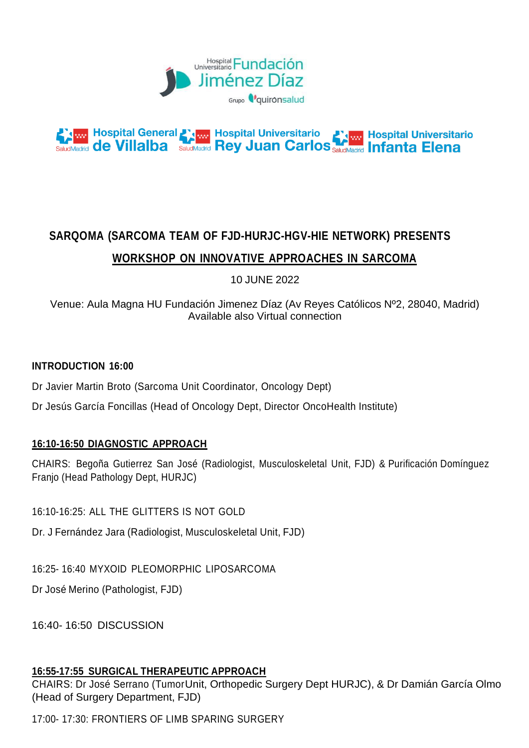Hospital Universitario Fundación Jiménez Díaz

Grupo quirónsalud

Hospital General de Villalba | Hospital Universitario Rey Juan Carlos | Hospital Universitario Infanta Elena

## SARQOMA (SARCOMA TEAM OF FJD-HURJC-HGV-HIE NETWORK) PRESENTS

## WORKSHOP ON INNOVATIVE APPROACHES IN SARCOMA

10 JUNE 2022

Venue: Aula Magna HU Fundación Jimenez Díaz (Av Reyes Católicos Nº2, 28040, Madrid)
Available also Virtual connection

**INTRODUCTION 16:00**

Dr Javier Martin Broto (Sarcoma Unit Coordinator, Oncology Dept)

Dr Jesús García Foncillas (Head of Oncology Dept, Director OncoHealth Institute)

**16:10-16:50 DIAGNOSTIC APPROACH**

CHAIRS: Begoña Gutierrez San José (Radiologist, Musculoskeletal Unit, FJD) & Purificación Domínguez Franjo (Head Pathology Dept, HURJC)

16:10-16:25: ALL THE GLITTERS IS NOT GOLD

Dr. J Fernández Jara (Radiologist, Musculoskeletal Unit, FJD)

16:25- 16:40 MYXOID PLEOMORPHIC LIPOSARCOMA

Dr José Merino (Pathologist, FJD)

16:40- 16:50 DISCUSSION

**16:55-17:55 SURGICAL THERAPEUTIC APPROACH**

CHAIRS: Dr José Serrano (TumorUnit, Orthopedic Surgery Dept HURJC), & Dr Damián García Olmo (Head of Surgery Department, FJD)

17:00- 17:30: FRONTIERS OF LIMB SPARING SURGERY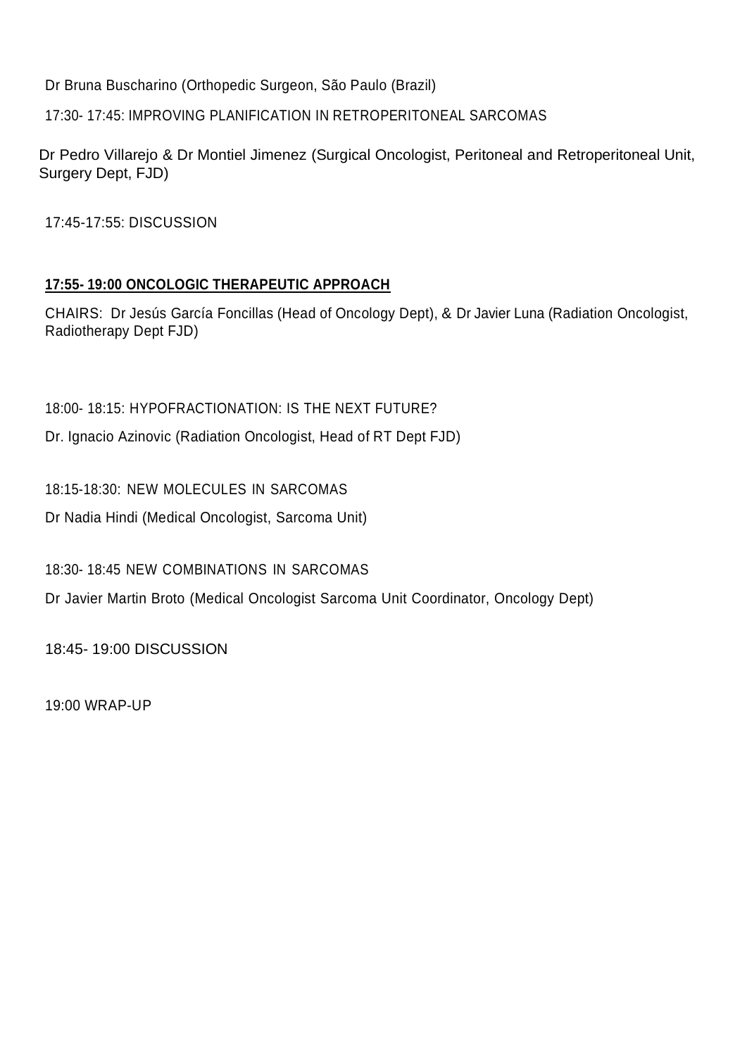Dr Bruna Buscharino (Orthopedic Surgeon, São Paulo (Brazil)

17:30- 17:45: IMPROVING PLANIFICATION IN RETROPERITONEAL SARCOMAS

Dr Pedro Villarejo & Dr Montiel Jimenez (Surgical Oncologist, Peritoneal and Retroperitoneal Unit, Surgery Dept, FJD)

17:45-17:55: DISCUSSION

**17:55- 19:00 ONCOLOGIC THERAPEUTIC APPROACH**

CHAIRS: Dr Jesús García Foncillas (Head of Oncology Dept), & Dr Javier Luna (Radiation Oncologist, Radiotherapy Dept FJD)

18:00- 18:15: HYPOFRACTIONATION: IS THE NEXT FUTURE?

Dr. Ignacio Azinovic (Radiation Oncologist, Head of RT Dept FJD)

18:15-18:30: NEW MOLECULES IN SARCOMAS

Dr Nadia Hindi (Medical Oncologist, Sarcoma Unit)

18:30- 18:45 NEW COMBINATIONS IN SARCOMAS

Dr Javier Martin Broto (Medical Oncologist Sarcoma Unit Coordinator, Oncology Dept)

18:45- 19:00 DISCUSSION

19:00 WRAP-UP